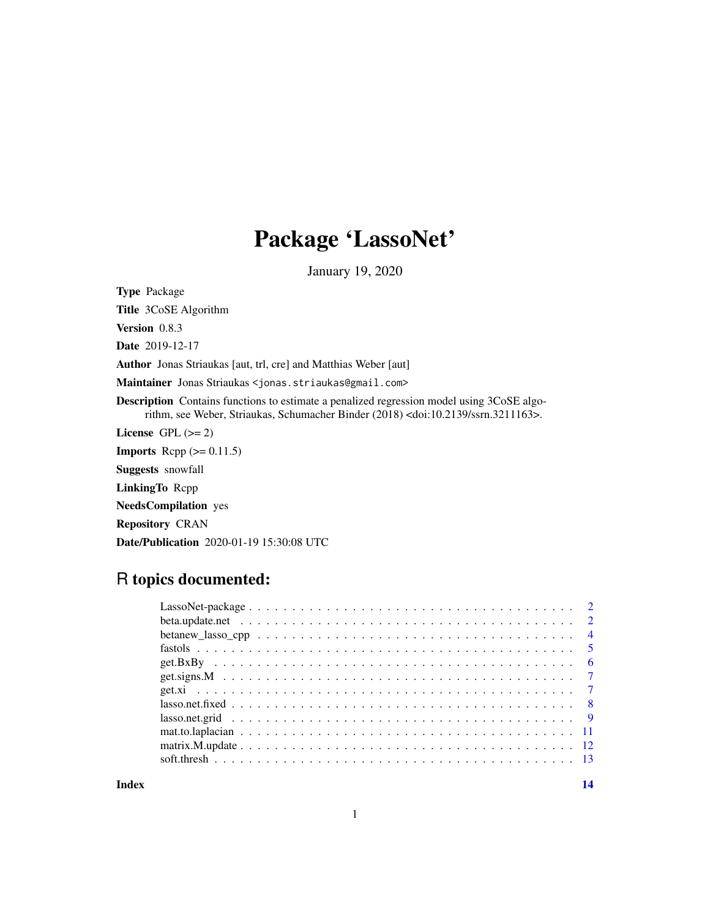# Package 'LassoNet'

January 19, 2020

**Type** Package

**Title** 3CoSE Algorithm

**Version** 0.8.3

**Date** 2019-12-17

**Author** Jonas Striaukas [aut, trl, cre] and Matthias Weber [aut]

**Maintainer** Jonas Striaukas <jonas.striaukas@gmail.com>

**Description** Contains functions to estimate a penalized regression model using 3CoSE algorithm, see Weber, Striaukas, Schumacher Binder (2018) <doi:10.2139/ssrn.3211163>.

**License** GPL (>= 2)

**Imports** Rcpp (>= 0.11.5)

**Suggests** snowfall

**LinkingTo** Rcpp

**NeedsCompilation** yes

**Repository** CRAN

**Date/Publication** 2020-01-19 15:30:08 UTC

## R topics documented:

- LassoNet-package . . . . . . . . . . . . . . . . . . . . . . . . . . . . . . . . . . . . 2
- beta.update.net . . . . . . . . . . . . . . . . . . . . . . . . . . . . . . . . . . . . . 2
- betanew_lasso_cpp . . . . . . . . . . . . . . . . . . . . . . . . . . . . . . . . . . . 4
- fastols . . . . . . . . . . . . . . . . . . . . . . . . . . . . . . . . . . . . . . . . . 5
- get.BxBy . . . . . . . . . . . . . . . . . . . . . . . . . . . . . . . . . . . . . . . . 6
- get.signs.M . . . . . . . . . . . . . . . . . . . . . . . . . . . . . . . . . . . . . . 7
- get.xi . . . . . . . . . . . . . . . . . . . . . . . . . . . . . . . . . . . . . . . . . 7
- lasso.net.fixed . . . . . . . . . . . . . . . . . . . . . . . . . . . . . . . . . . . . . 8
- lasso.net.grid . . . . . . . . . . . . . . . . . . . . . . . . . . . . . . . . . . . . . 9
- mat.to.laplacian . . . . . . . . . . . . . . . . . . . . . . . . . . . . . . . . . . . . 11
- matrix.M.update . . . . . . . . . . . . . . . . . . . . . . . . . . . . . . . . . . . . 12
- soft.thresh . . . . . . . . . . . . . . . . . . . . . . . . . . . . . . . . . . . . . . 13

**Index** **14**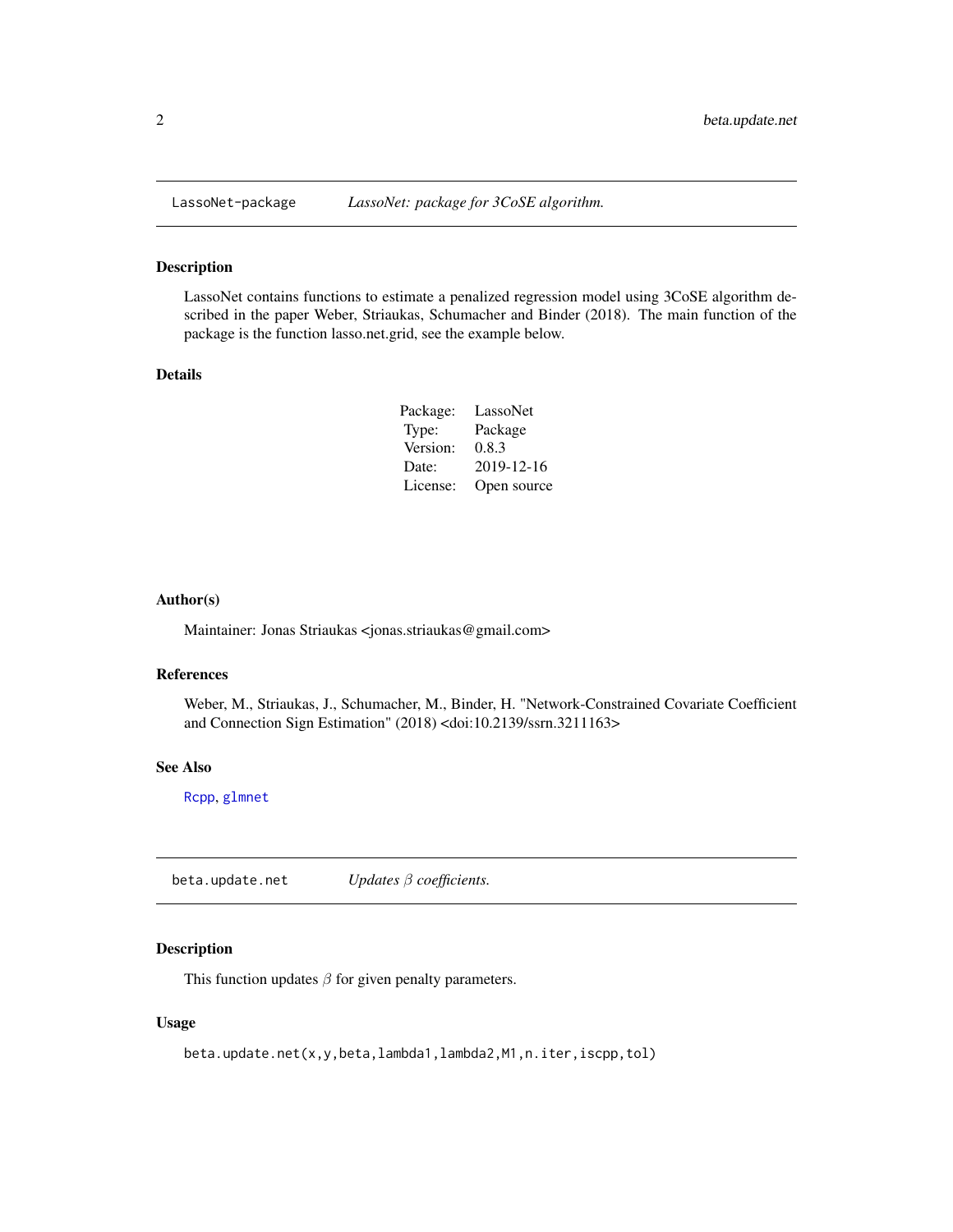## LassoNet-package — *LassoNet: package for 3CoSE algorithm.*

### Description

LassoNet contains functions to estimate a penalized regression model using 3CoSE algorithm described in the paper Weber, Striaukas, Schumacher and Binder (2018). The main function of the package is the function lasso.net.grid, see the example below.

### Details

| | |
|---|---|
| Package: | LassoNet |
| Type: | Package |
| Version: | 0.8.3 |
| Date: | 2019-12-16 |
| License: | Open source |

### Author(s)

Maintainer: Jonas Striaukas <jonas.striaukas@gmail.com>

### References

Weber, M., Striaukas, J., Schumacher, M., Binder, H. "Network-Constrained Covariate Coefficient and Connection Sign Estimation" (2018) <doi:10.2139/ssrn.3211163>

### See Also

Rcpp, glmnet

## beta.update.net — *Updates $\beta$ coefficients.*

### Description

This function updates $\beta$ for given penalty parameters.

### Usage

```
beta.update.net(x,y,beta,lambda1,lambda2,M1,n.iter,iscpp,tol)
```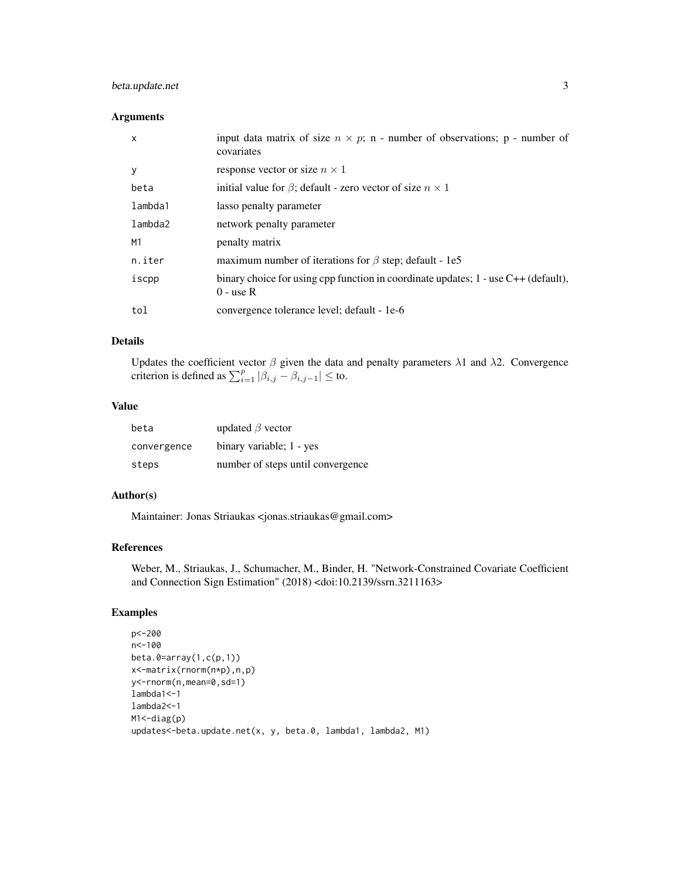## Arguments

| | |
|---|---|
| x | input data matrix of size $n \times p$; n - number of observations; p - number of covariates |
| y | response vector or size $n \times 1$ |
| beta | initial value for $\beta$; default - zero vector of size $n \times 1$ |
| lambda1 | lasso penalty parameter |
| lambda2 | network penalty parameter |
| M1 | penalty matrix |
| n.iter | maximum number of iterations for $\beta$ step; default - 1e5 |
| iscpp | binary choice for using cpp function in coordinate updates; 1 - use C++ (default), 0 - use R |
| tol | convergence tolerance level; default - 1e-6 |

## Details

Updates the coefficient vector $\beta$ given the data and penalty parameters $\lambda 1$ and $\lambda 2$. Convergence criterion is defined as $\sum_{i=1}^{p} |\beta_{i,j} - \beta_{i,j-1}| \leq$ to.

## Value

| | |
|---|---|
| beta | updated $\beta$ vector |
| convergence | binary variable; 1 - yes |
| steps | number of steps until convergence |

## Author(s)

Maintainer: Jonas Striaukas <jonas.striaukas@gmail.com>

## References

Weber, M., Striaukas, J., Schumacher, M., Binder, H. "Network-Constrained Covariate Coefficient and Connection Sign Estimation" (2018) <doi:10.2139/ssrn.3211163>

## Examples

```
p<-200
n<-100
beta.0=array(1,c(p,1))
x<-matrix(rnorm(n*p),n,p)
y<-rnorm(n,mean=0,sd=1)
lambda1<-1
lambda2<-1
M1<-diag(p)
updates<-beta.update.net(x, y, beta.0, lambda1, lambda2, M1)
```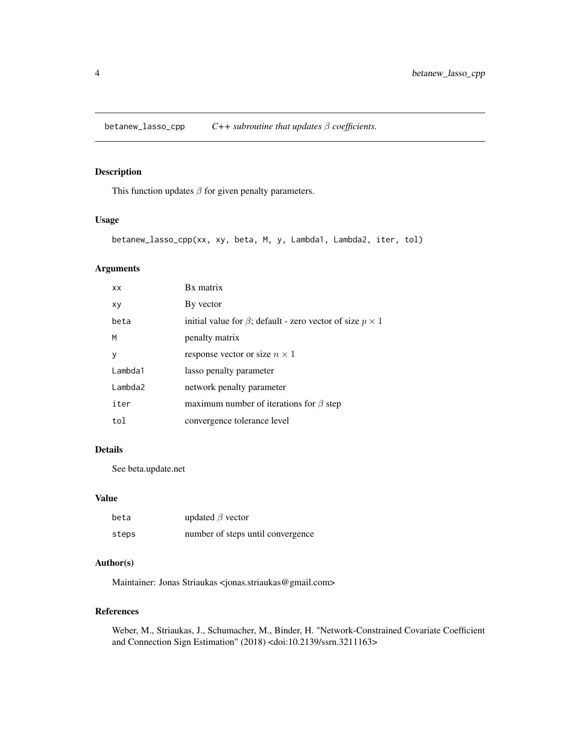## betanew_lasso_cpp — *C++ subroutine that updates $\beta$ coefficients.*

### Description

This function updates $\beta$ for given penalty parameters.

### Usage

```
betanew_lasso_cpp(xx, xy, beta, M, y, Lambda1, Lambda2, iter, tol)
```

### Arguments

| | |
|---|---|
| xx | Bx matrix |
| xy | By vector |
| beta | initial value for $\beta$; default - zero vector of size $p \times 1$ |
| M | penalty matrix |
| y | response vector or size $n \times 1$ |
| Lambda1 | lasso penalty parameter |
| Lambda2 | network penalty parameter |
| iter | maximum number of iterations for $\beta$ step |
| tol | convergence tolerance level |

### Details

See beta.update.net

### Value

| | |
|---|---|
| beta | updated $\beta$ vector |
| steps | number of steps until convergence |

### Author(s)

Maintainer: Jonas Striaukas <jonas.striaukas@gmail.com>

### References

Weber, M., Striaukas, J., Schumacher, M., Binder, H. "Network-Constrained Covariate Coefficient and Connection Sign Estimation" (2018) <doi:10.2139/ssrn.3211163>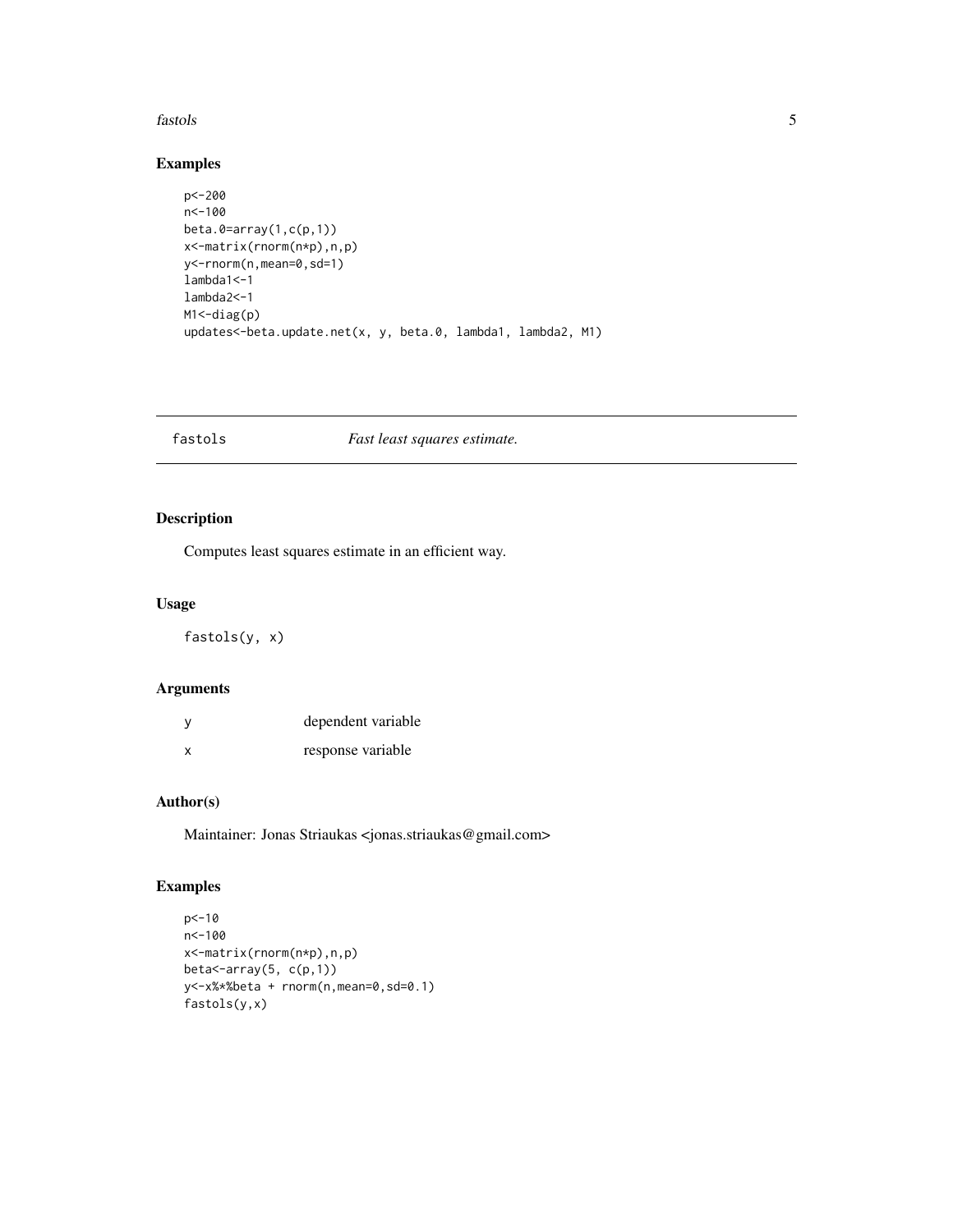## Examples

```
p<-200
n<-100
beta.0=array(1,c(p,1))
x<-matrix(rnorm(n*p),n,p)
y<-rnorm(n,mean=0,sd=1)
lambda1<-1
lambda2<-1
M1<-diag(p)
updates<-beta.update.net(x, y, beta.0, lambda1, lambda2, M1)
```

---

fastols *Fast least squares estimate.*

---

## Description

Computes least squares estimate in an efficient way.

## Usage

```
fastols(y, x)
```

## Arguments

| | |
|---|---|
| y | dependent variable |
| x | response variable |

## Author(s)

Maintainer: Jonas Striaukas <jonas.striaukas@gmail.com>

## Examples

```
p<-10
n<-100
x<-matrix(rnorm(n*p),n,p)
beta<-array(5, c(p,1))
y<-x%*%beta + rnorm(n,mean=0,sd=0.1)
fastols(y,x)
```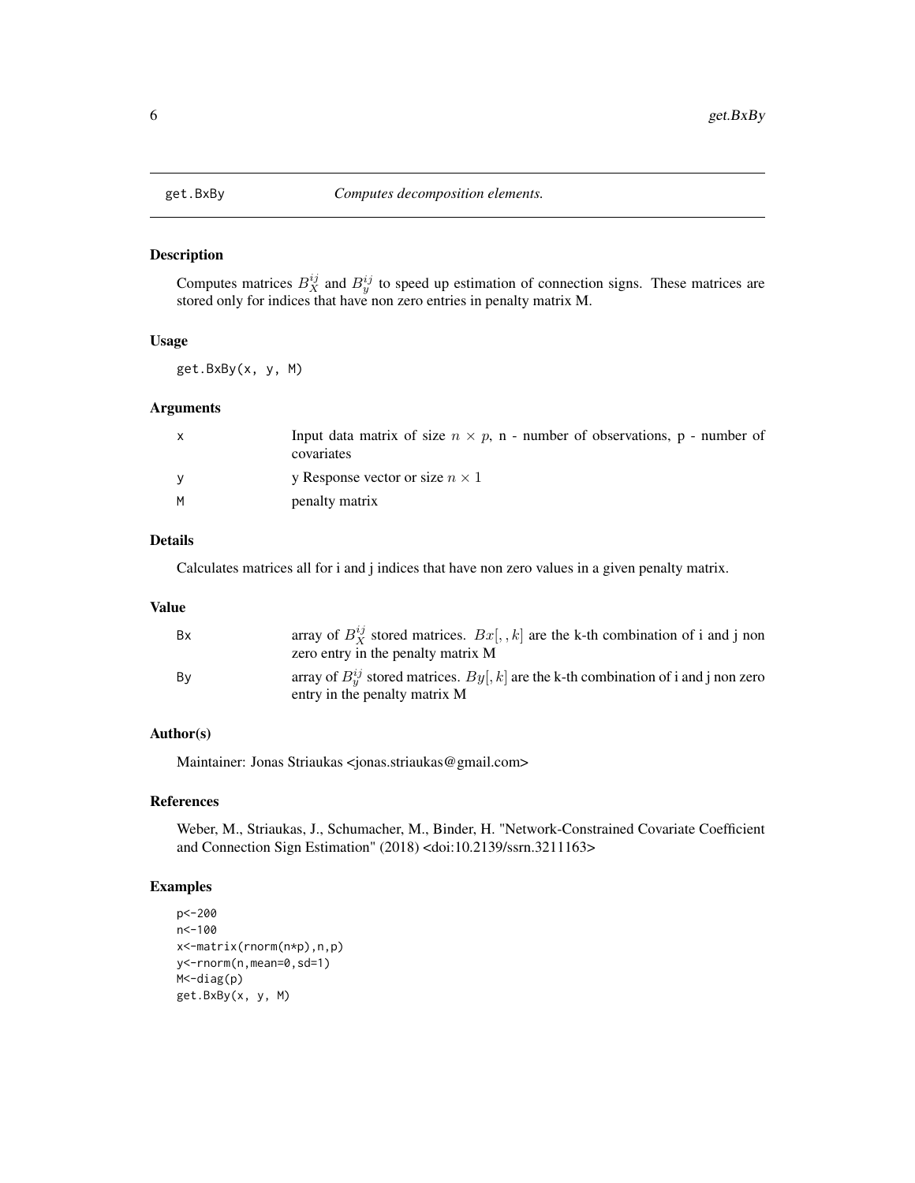get.BxBy *Computes decomposition elements.*

## Description

Computes matrices $B_X^{ij}$ and $B_y^{ij}$ to speed up estimation of connection signs. These matrices are stored only for indices that have non zero entries in penalty matrix M.

## Usage

```
get.BxBy(x, y, M)
```

## Arguments

| | |
|---|---|
| x | Input data matrix of size $n \times p$, n - number of observations, p - number of covariates |
| y | y Response vector or size $n \times 1$ |
| M | penalty matrix |

## Details

Calculates matrices all for i and j indices that have non zero values in a given penalty matrix.

## Value

| | |
|---|---|
| Bx | array of $B_X^{ij}$ stored matrices. $Bx[,,k]$ are the k-th combination of i and j non zero entry in the penalty matrix M |
| By | array of $B_y^{ij}$ stored matrices. $By[,k]$ are the k-th combination of i and j non zero entry in the penalty matrix M |

## Author(s)

Maintainer: Jonas Striaukas <jonas.striaukas@gmail.com>

## References

Weber, M., Striaukas, J., Schumacher, M., Binder, H. "Network-Constrained Covariate Coefficient and Connection Sign Estimation" (2018) <doi:10.2139/ssrn.3211163>

## Examples

```
p<-200
n<-100
x<-matrix(rnorm(n*p),n,p)
y<-rnorm(n,mean=0,sd=1)
M<-diag(p)
get.BxBy(x, y, M)
```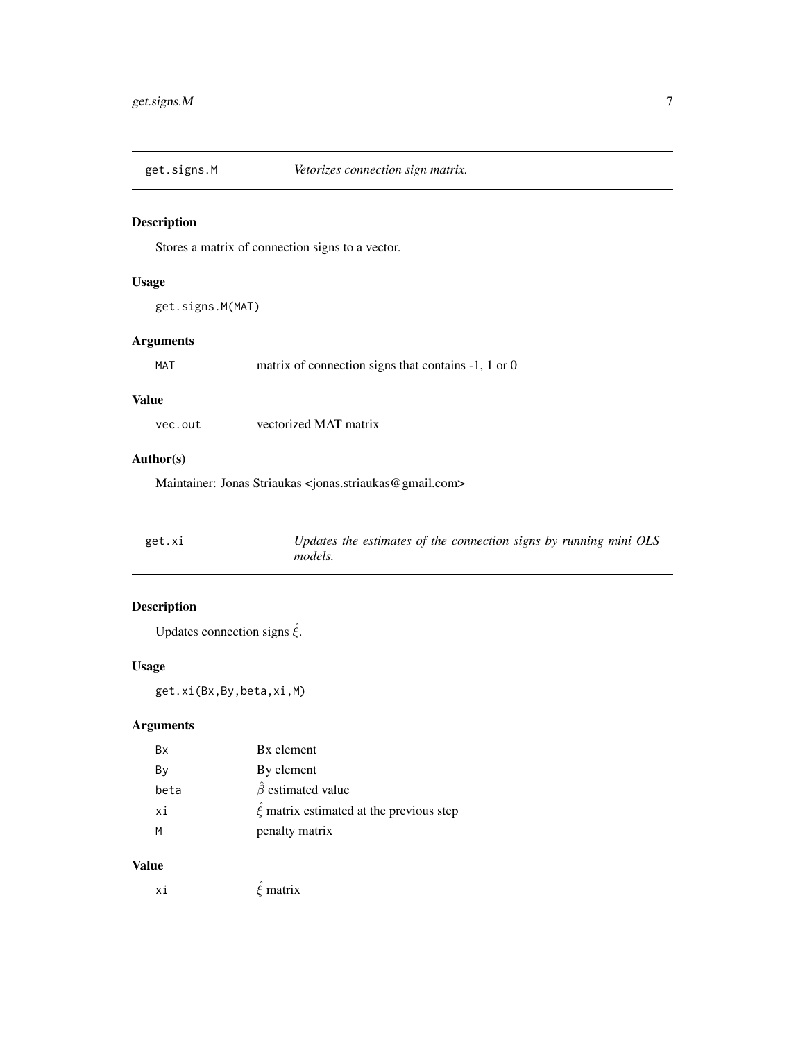## get.signs.M — *Vetorizes connection sign matrix.*

### Description

Stores a matrix of connection signs to a vector.

### Usage

```
get.signs.M(MAT)
```

### Arguments

| | |
|---|---|
| MAT | matrix of connection signs that contains -1, 1 or 0 |

### Value

| | |
|---|---|
| vec.out | vectorized MAT matrix |

### Author(s)

Maintainer: Jonas Striaukas <jonas.striaukas@gmail.com>

## get.xi — *Updates the estimates of the connection signs by running mini OLS models.*

### Description

Updates connection signs $\hat{\xi}$.

### Usage

```
get.xi(Bx,By,beta,xi,M)
```

### Arguments

| | |
|---|---|
| Bx | Bx element |
| By | By element |
| beta | $\hat{\beta}$ estimated value |
| xi | $\hat{\xi}$ matrix estimated at the previous step |
| M | penalty matrix |

### Value

| | |
|---|---|
| xi | $\hat{\xi}$ matrix |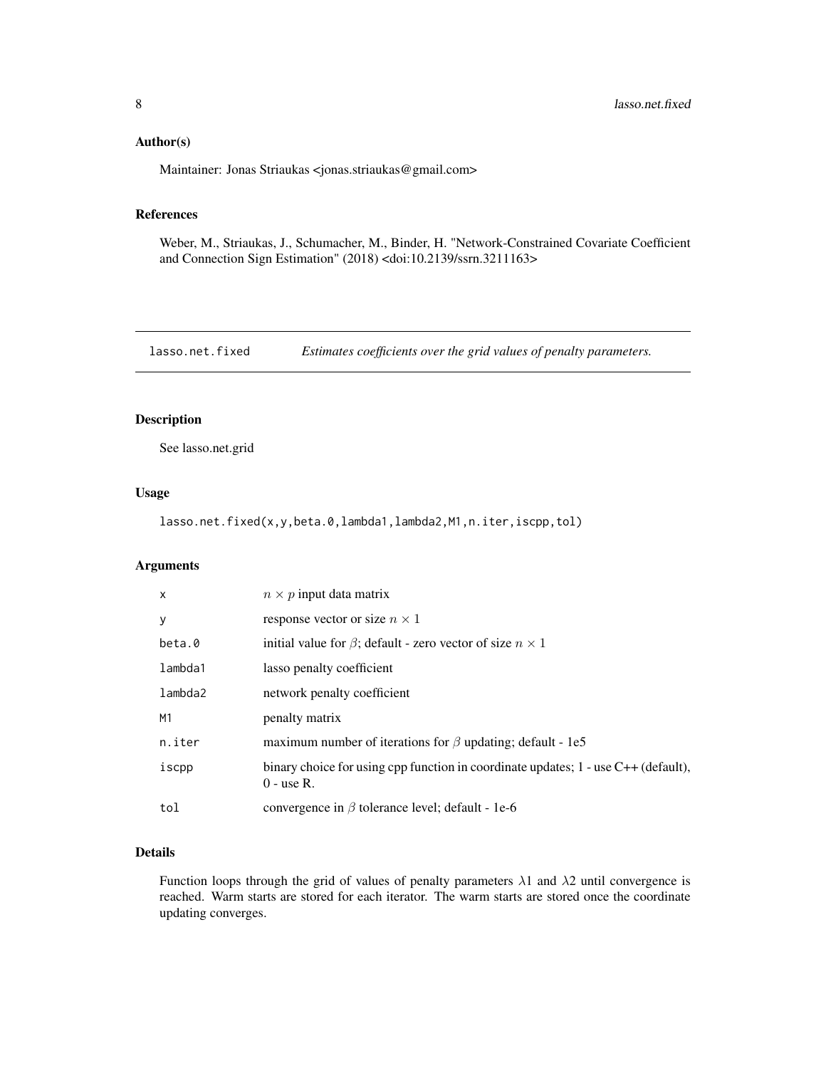### Author(s)

Maintainer: Jonas Striaukas <jonas.striaukas@gmail.com>

### References

Weber, M., Striaukas, J., Schumacher, M., Binder, H. "Network-Constrained Covariate Coefficient and Connection Sign Estimation" (2018) <doi:10.2139/ssrn.3211163>

---

## lasso.net.fixed — *Estimates coefficients over the grid values of penalty parameters.*

### Description

See lasso.net.grid

### Usage

```
lasso.net.fixed(x,y,beta.0,lambda1,lambda2,M1,n.iter,iscpp,tol)
```

### Arguments

| | |
|---|---|
| x | $n \times p$ input data matrix |
| y | response vector or size $n \times 1$ |
| beta.0 | initial value for $\beta$; default - zero vector of size $n \times 1$ |
| lambda1 | lasso penalty coefficient |
| lambda2 | network penalty coefficient |
| M1 | penalty matrix |
| n.iter | maximum number of iterations for $\beta$ updating; default - 1e5 |
| iscpp | binary choice for using cpp function in coordinate updates; 1 - use C++ (default), 0 - use R. |
| tol | convergence in $\beta$ tolerance level; default - 1e-6 |

### Details

Function loops through the grid of values of penalty parameters $\lambda 1$ and $\lambda 2$ until convergence is reached. Warm starts are stored for each iterator. The warm starts are stored once the coordinate updating converges.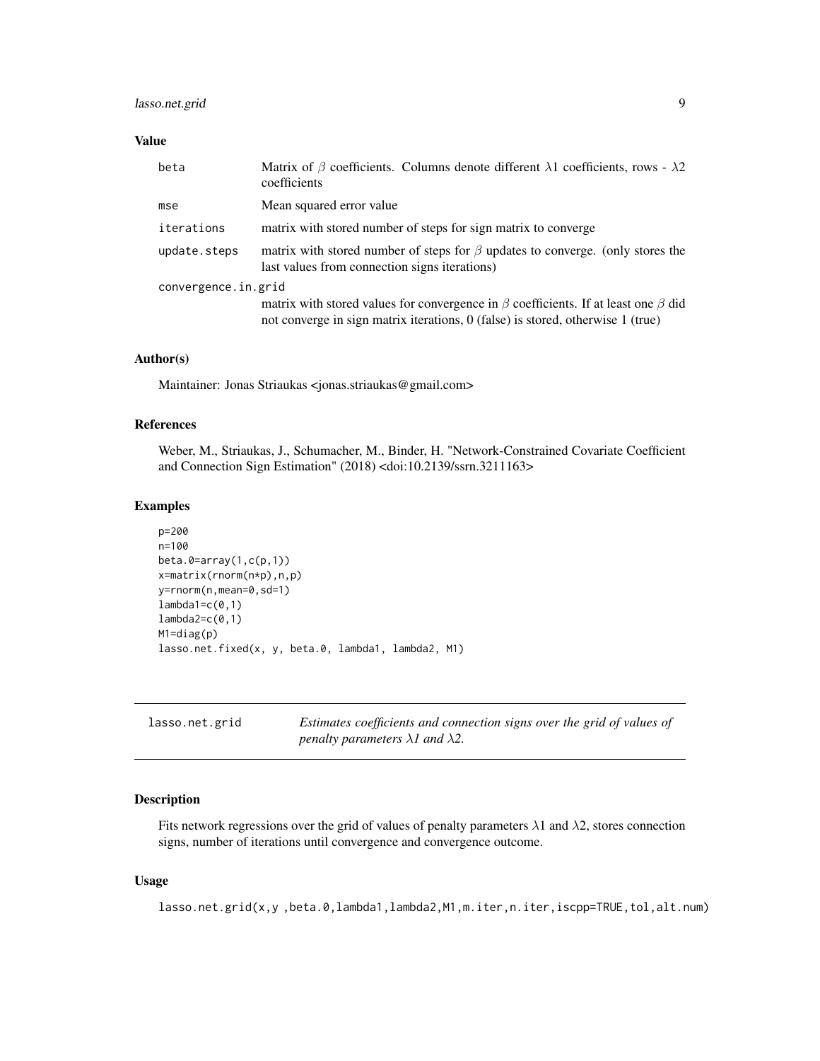### Value

| | |
|---|---|
| beta | Matrix of $\beta$ coefficients. Columns denote different $\lambda 1$ coefficients, rows - $\lambda 2$ coefficients |
| mse | Mean squared error value |
| iterations | matrix with stored number of steps for sign matrix to converge |
| update.steps | matrix with stored number of steps for $\beta$ updates to converge. (only stores the last values from connection signs iterations) |
| convergence.in.grid | matrix with stored values for convergence in $\beta$ coefficients. If at least one $\beta$ did not converge in sign matrix iterations, 0 (false) is stored, otherwise 1 (true) |

### Author(s)

Maintainer: Jonas Striaukas <jonas.striaukas@gmail.com>

### References

Weber, M., Striaukas, J., Schumacher, M., Binder, H. "Network-Constrained Covariate Coefficient and Connection Sign Estimation" (2018) <doi:10.2139/ssrn.3211163>

### Examples

```
p=200
n=100
beta.0=array(1,c(p,1))
x=matrix(rnorm(n*p),n,p)
y=rnorm(n,mean=0,sd=1)
lambda1=c(0,1)
lambda2=c(0,1)
M1=diag(p)
lasso.net.fixed(x, y, beta.0, lambda1, lambda2, M1)
```

---

## lasso.net.grid — *Estimates coefficients and connection signs over the grid of values of penalty parameters $\lambda 1$ and $\lambda 2$.*

---

### Description

Fits network regressions over the grid of values of penalty parameters $\lambda 1$ and $\lambda 2$, stores connection signs, number of iterations until convergence and convergence outcome.

### Usage

```
lasso.net.grid(x,y ,beta.0,lambda1,lambda2,M1,m.iter,n.iter,iscpp=TRUE,tol,alt.num)
```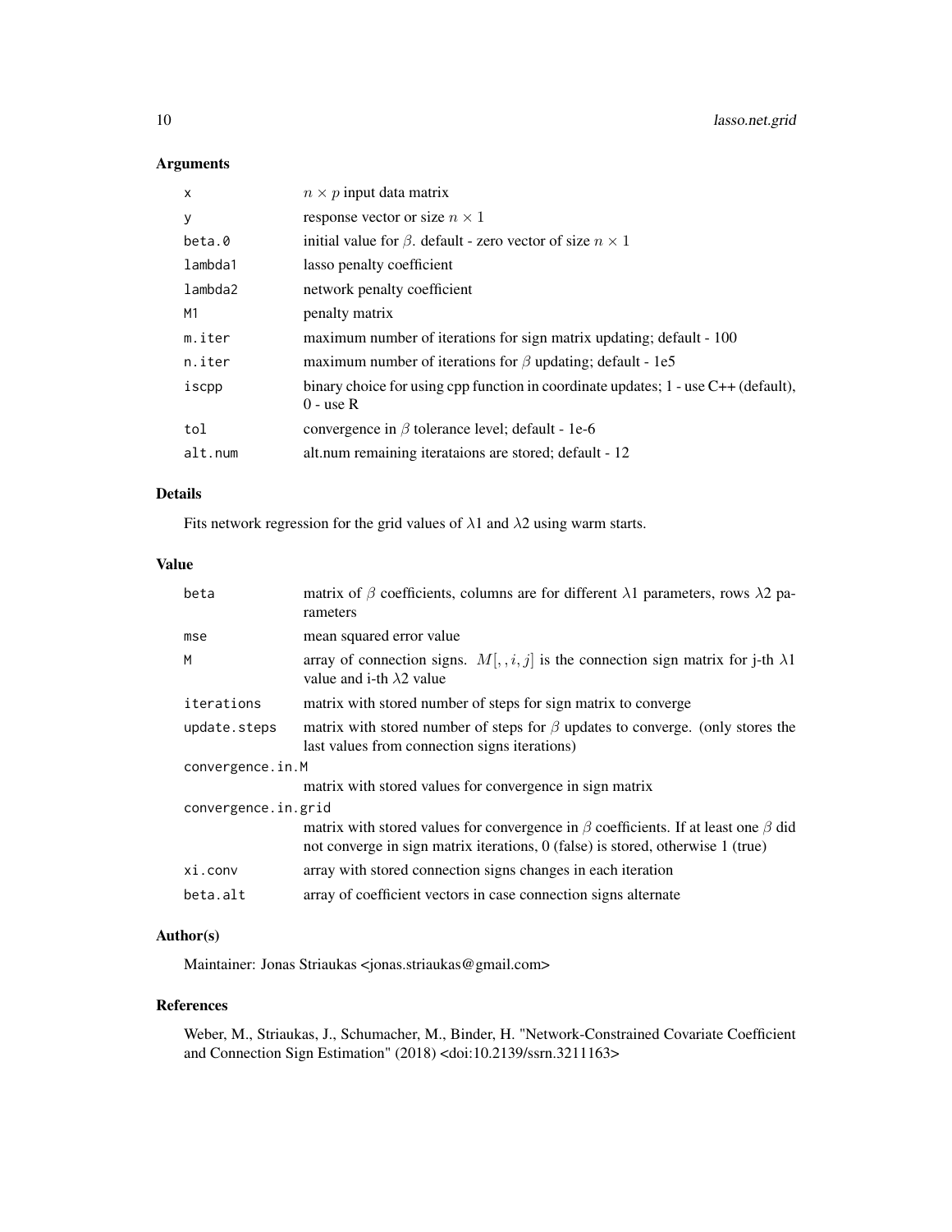## Arguments

| | |
|---|---|
| x | $n \times p$ input data matrix |
| y | response vector or size $n \times 1$ |
| beta.0 | initial value for $\beta$. default - zero vector of size $n \times 1$ |
| lambda1 | lasso penalty coefficient |
| lambda2 | network penalty coefficient |
| M1 | penalty matrix |
| m.iter | maximum number of iterations for sign matrix updating; default - 100 |
| n.iter | maximum number of iterations for $\beta$ updating; default - 1e5 |
| iscpp | binary choice for using cpp function in coordinate updates; 1 - use C++ (default), 0 - use R |
| tol | convergence in $\beta$ tolerance level; default - 1e-6 |
| alt.num | alt.num remaining iterataions are stored; default - 12 |

## Details

Fits network regression for the grid values of $\lambda 1$ and $\lambda 2$ using warm starts.

## Value

| | |
|---|---|
| beta | matrix of $\beta$ coefficients, columns are for different $\lambda 1$ parameters, rows $\lambda 2$ parameters |
| mse | mean squared error value |
| M | array of connection signs. $M[,,i,j]$ is the connection sign matrix for j-th $\lambda 1$ value and i-th $\lambda 2$ value |
| iterations | matrix with stored number of steps for sign matrix to converge |
| update.steps | matrix with stored number of steps for $\beta$ updates to converge. (only stores the last values from connection signs iterations) |
| convergence.in.M | matrix with stored values for convergence in sign matrix |
| convergence.in.grid | matrix with stored values for convergence in $\beta$ coefficients. If at least one $\beta$ did not converge in sign matrix iterations, 0 (false) is stored, otherwise 1 (true) |
| xi.conv | array with stored connection signs changes in each iteration |
| beta.alt | array of coefficient vectors in case connection signs alternate |

## Author(s)

Maintainer: Jonas Striaukas <jonas.striaukas@gmail.com>

## References

Weber, M., Striaukas, J., Schumacher, M., Binder, H. "Network-Constrained Covariate Coefficient and Connection Sign Estimation" (2018) <doi:10.2139/ssrn.3211163>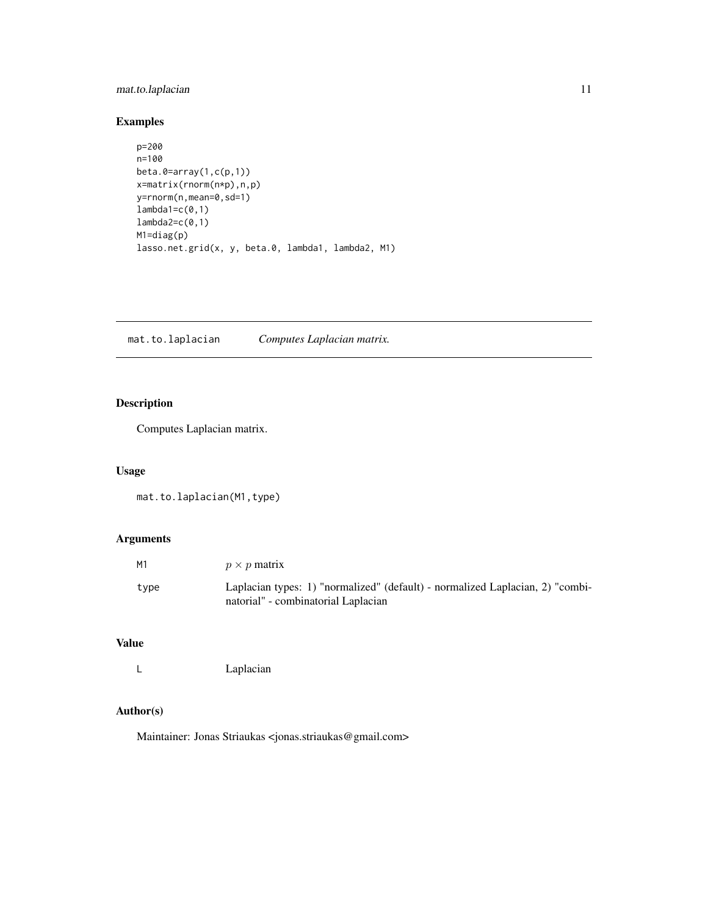## Examples

```
p=200
n=100
beta.0=array(1,c(p,1))
x=matrix(rnorm(n*p),n,p)
y=rnorm(n,mean=0,sd=1)
lambda1=c(0,1)
lambda2=c(0,1)
M1=diag(p)
lasso.net.grid(x, y, beta.0, lambda1, lambda2, M1)
```

---

# mat.to.laplacian *Computes Laplacian matrix.*

---

## Description

Computes Laplacian matrix.

## Usage

```
mat.to.laplacian(M1,type)
```

## Arguments

| | |
|---|---|
| M1 | $p \times p$ matrix |
| type | Laplacian types: 1) "normalized" (default) - normalized Laplacian, 2) "combinatorial" - combinatorial Laplacian |

## Value

| | |
|---|---|
| L | Laplacian |

## Author(s)

Maintainer: Jonas Striaukas <jonas.striaukas@gmail.com>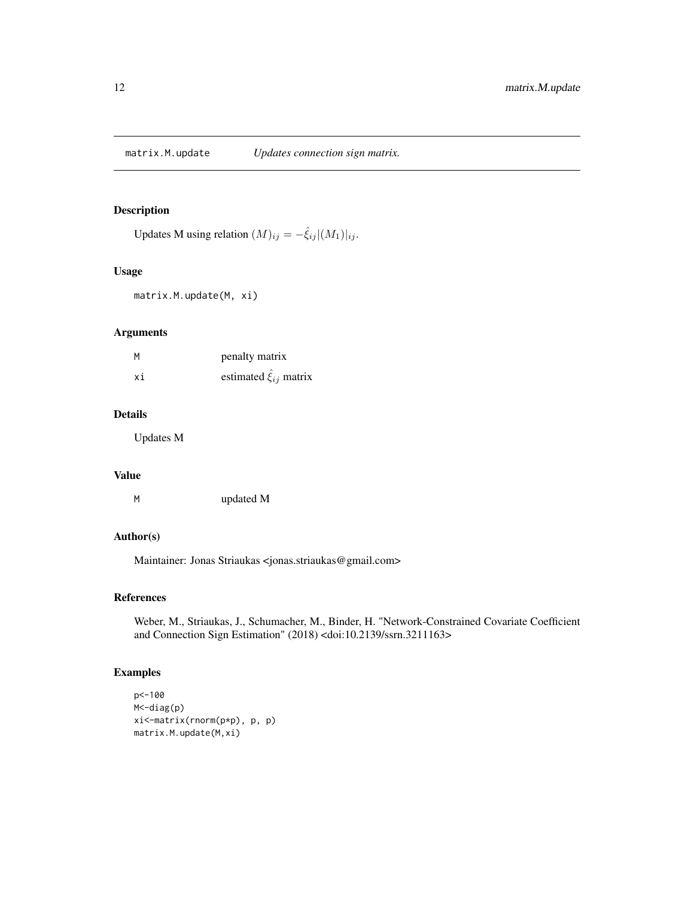## matrix.M.update *Updates connection sign matrix.*

### Description

Updates M using relation $(M)_{ij} = -\hat{\xi}_{ij}|(M_1)|_{ij}$.

### Usage

```
matrix.M.update(M, xi)
```

### Arguments

| | |
|---|---|
| M | penalty matrix |
| xi | estimated $\hat{\xi}_{ij}$ matrix |

### Details

Updates M

### Value

| | |
|---|---|
| M | updated M |

### Author(s)

Maintainer: Jonas Striaukas <jonas.striaukas@gmail.com>

### References

Weber, M., Striaukas, J., Schumacher, M., Binder, H. "Network-Constrained Covariate Coefficient and Connection Sign Estimation" (2018) <doi:10.2139/ssrn.3211163>

### Examples

```
p<-100
M<-diag(p)
xi<-matrix(rnorm(p*p), p, p)
matrix.M.update(M,xi)
```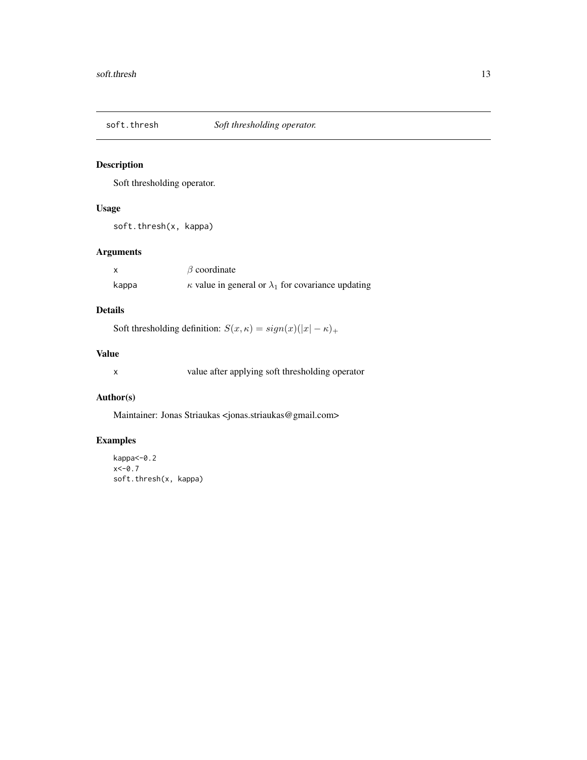## soft.thresh *Soft thresholding operator.*

### Description

Soft thresholding operator.

### Usage

```
soft.thresh(x, kappa)
```

### Arguments

| | |
|---|---|
| x | $\beta$ coordinate |
| kappa | $\kappa$ value in general or $\lambda_1$ for covariance updating |

### Details

Soft thresholding definition: $S(x, \kappa) = sign(x)(|x| - \kappa)_+$

### Value

| | |
|---|---|
| x | value after applying soft thresholding operator |

### Author(s)

Maintainer: Jonas Striaukas <jonas.striaukas@gmail.com>

### Examples

```
kappa<-0.2
x<-0.7
soft.thresh(x, kappa)
```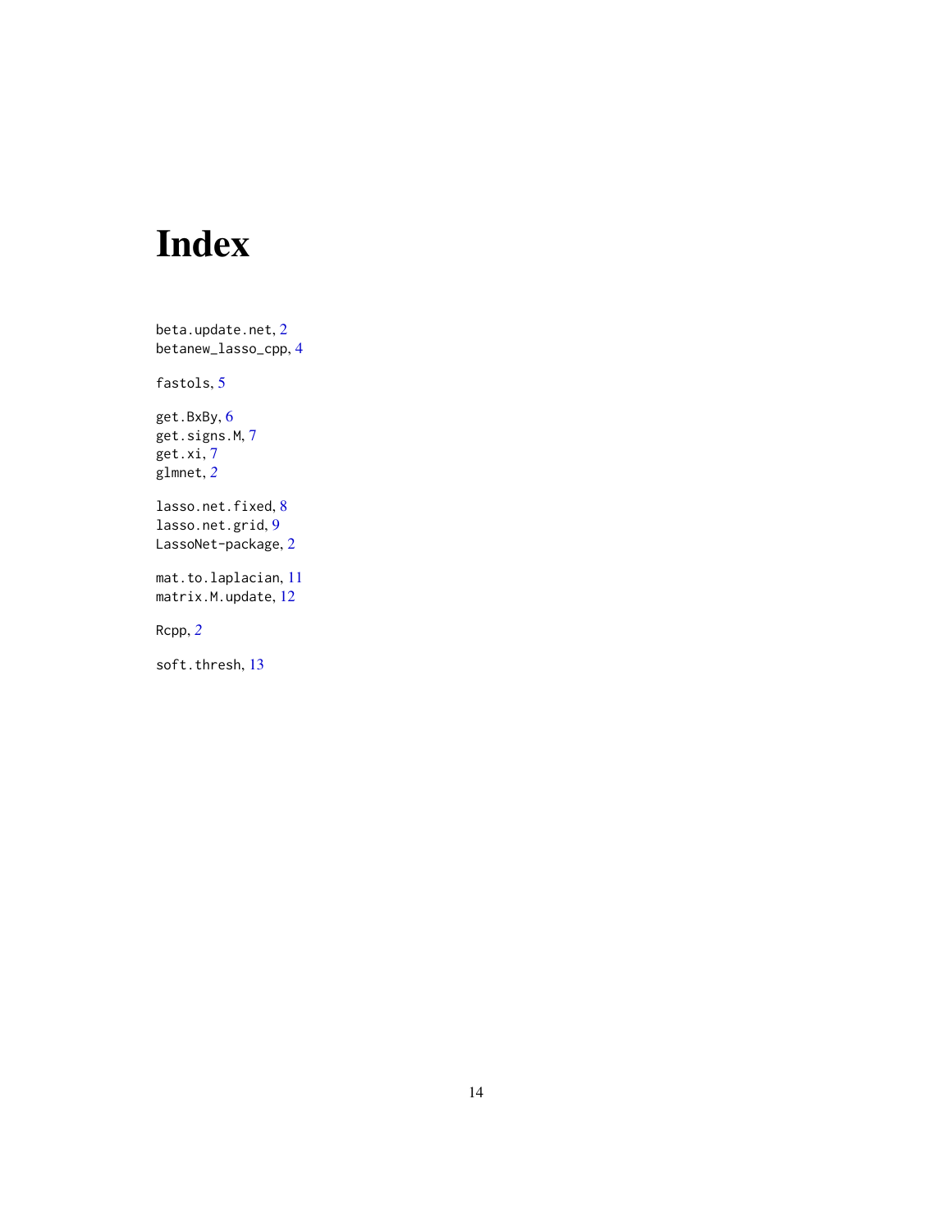# Index

beta.update.net, 2
betanew_lasso_cpp, 4

fastols, 5

get.BxBy, 6
get.signs.M, 7
get.xi, 7
glmnet, *2*

lasso.net.fixed, 8
lasso.net.grid, 9
LassoNet-package, 2

mat.to.laplacian, 11
matrix.M.update, 12

Rcpp, *2*

soft.thresh, 13